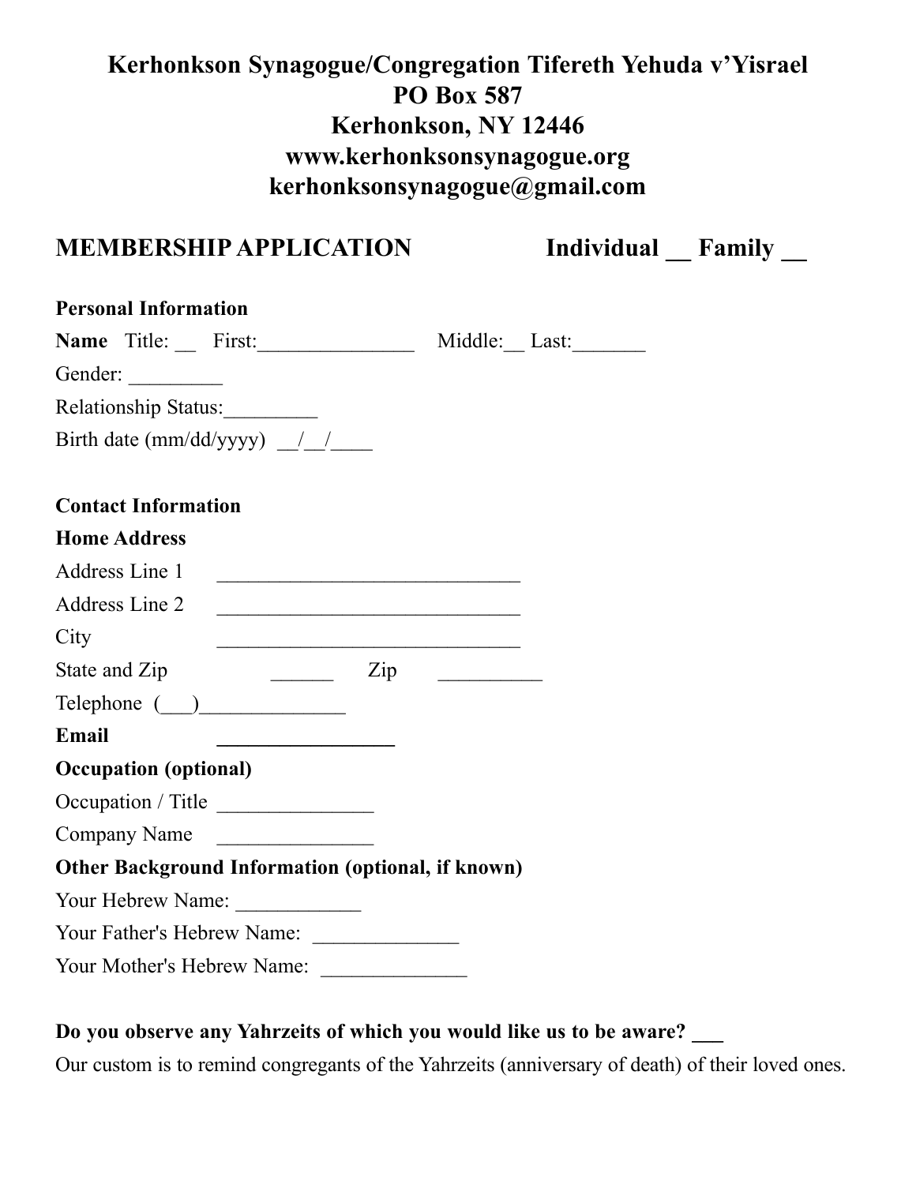# Kerhonkson Synagogue/Congregation Tifereth Yehuda v'Yisrael
# PO Box 587
# Kerhonkson, NY 12446
# www.kerhonksonsynagogue.org
# kerhonksonsynagogue@gmail.com

## MEMBERSHIP APPLICATION Individual __ Family __

**Personal Information**

**Name** Title: __ First:_______________ Middle:__ Last:_______

Gender: _________

Relationship Status:_________

Birth date (mm/dd/yyyy) __/__/____

**Contact Information**

**Home Address**

Address Line 1 ______________________________

Address Line 2 ______________________________

City ______________________________

State and Zip ______ Zip __________

Telephone (___)______________

**Email** _________________

**Occupation (optional)**

Occupation / Title _______________

Company Name _______________

**Other Background Information (optional, if known)**

Your Hebrew Name: ____________

Your Father's Hebrew Name: ______________

Your Mother's Hebrew Name: ______________

**Do you observe any Yahrzeits of which you would like us to be aware? ___**

Our custom is to remind congregants of the Yahrzeits (anniversary of death) of their loved ones.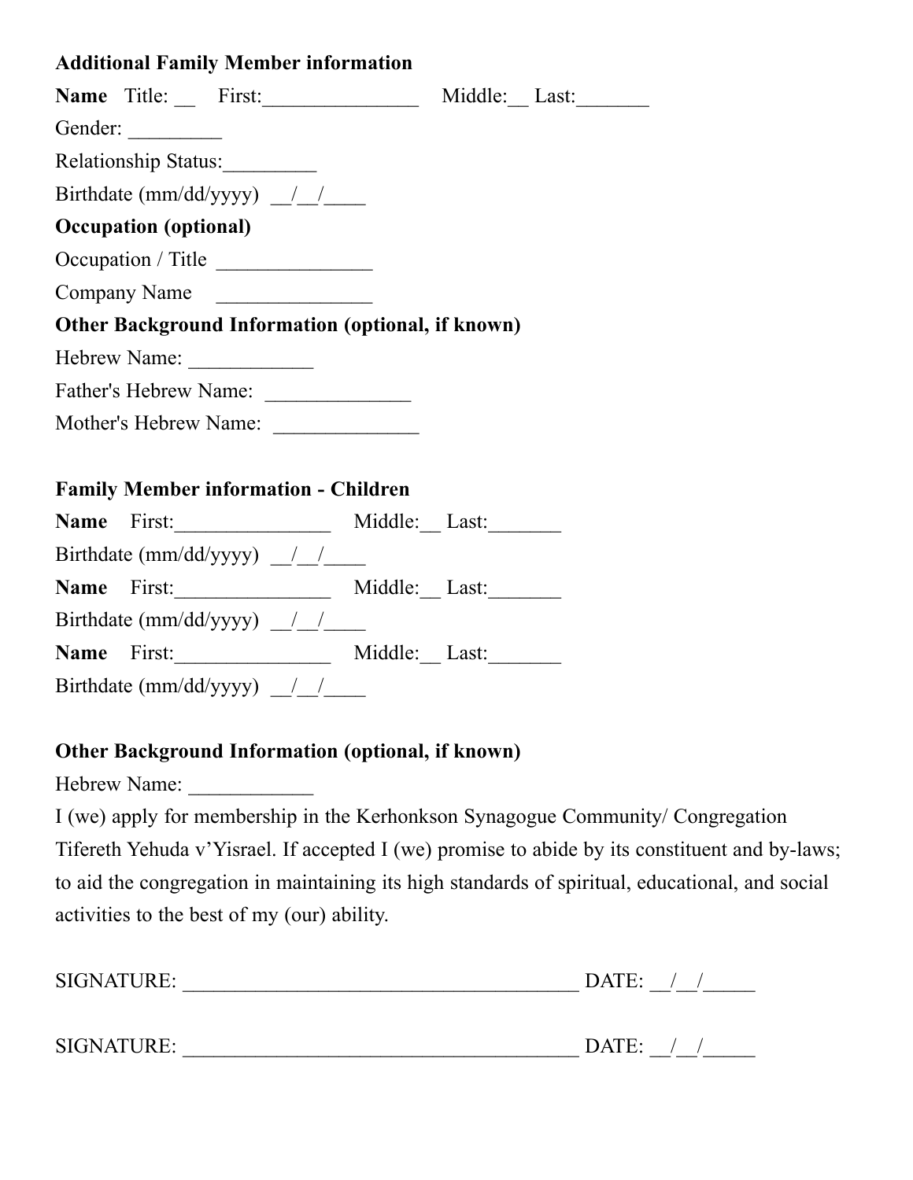**Additional Family Member information**

**Name** Title: __ First:_______________ Middle:__ Last:_______

Gender: _________

Relationship Status:_________

Birthdate (mm/dd/yyyy) __/__/____

**Occupation (optional)**

Occupation / Title _______________

Company Name _______________

**Other Background Information (optional, if known)**

Hebrew Name: ____________

Father's Hebrew Name: ______________

Mother's Hebrew Name: ______________

**Family Member information - Children**

**Name** First:_______________ Middle:__ Last:_______

Birthdate (mm/dd/yyyy) __/__/____

**Name** First:_______________ Middle:__ Last:_______

Birthdate (mm/dd/yyyy) __/__/____

**Name** First:_______________ Middle:__ Last:_______

Birthdate (mm/dd/yyyy) __/__/____

**Other Background Information (optional, if known)**

Hebrew Name: ____________

I (we) apply for membership in the Kerhonkson Synagogue Community/ Congregation Tifereth Yehuda v'Yisrael. If accepted I (we) promise to abide by its constituent and by-laws; to aid the congregation in maintaining its high standards of spiritual, educational, and social activities to the best of my (our) ability.

SIGNATURE: ______________________________________ DATE: __/__/_____

SIGNATURE: ______________________________________ DATE: __/__/_____